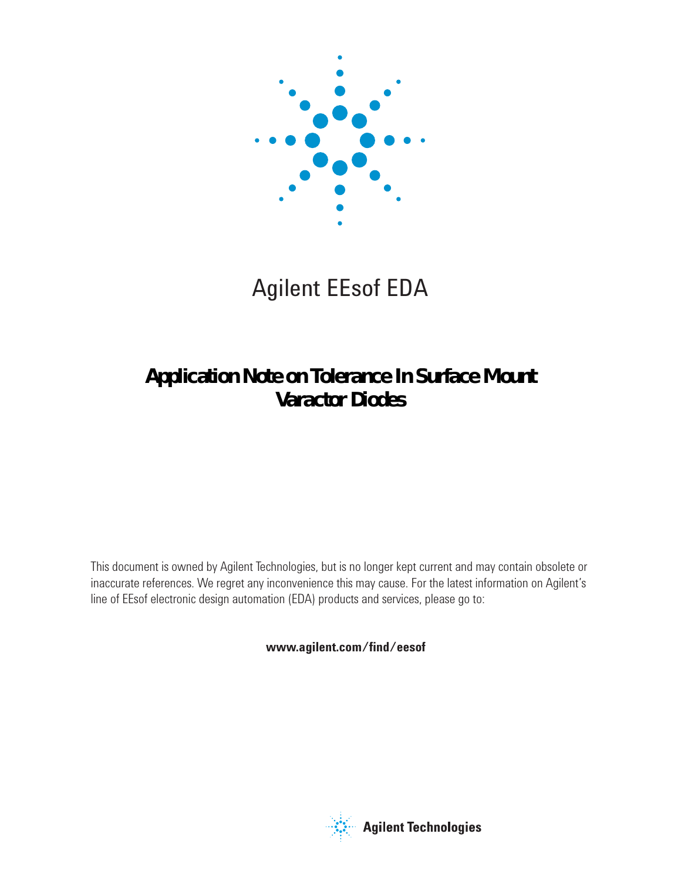Agilent EEsof EDA

# Application Note on Tolerance In Surface Mount Varactor Diodes

This document is owned by Agilent Technologies, but is no longer kept current and may contain obsolete or inaccurate references. We regret any inconvenience this may cause. For the latest information on Agilent's line of EEsof electronic design automation (EDA) products and services, please go to:

**www.agilent.com/find/eesof**

Agilent Technologies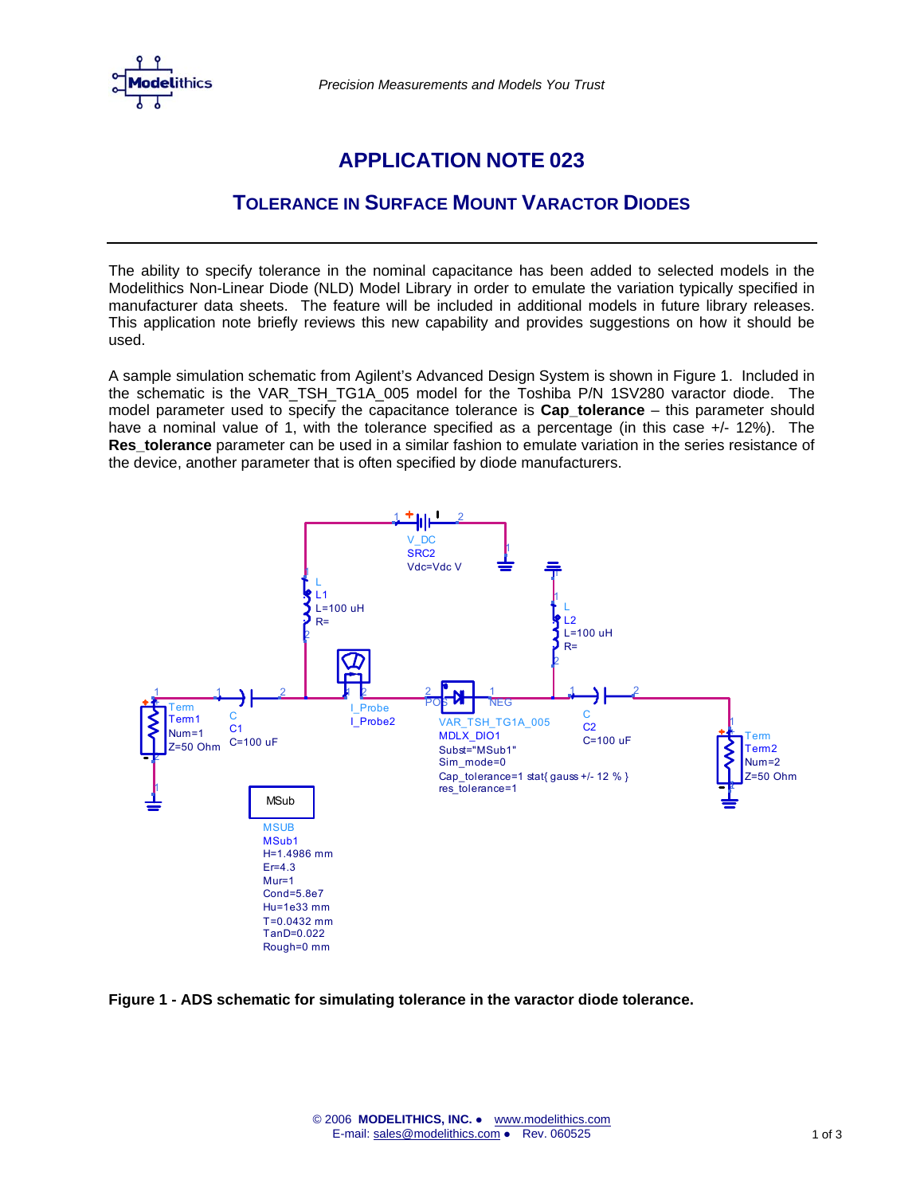# APPLICATION NOTE 023

## TOLERANCE IN SURFACE MOUNT VARACTOR DIODES

---

The ability to specify tolerance in the nominal capacitance has been added to selected models in the Modelithics Non-Linear Diode (NLD) Model Library in order to emulate the variation typically specified in manufacturer data sheets. The feature will be included in additional models in future library releases. This application note briefly reviews this new capability and provides suggestions on how it should be used.

A sample simulation schematic from Agilent's Advanced Design System is shown in Figure 1. Included in the schematic is the VAR_TSH_TG1A_005 model for the Toshiba P/N 1SV280 varactor diode. The model parameter used to specify the capacitance tolerance is **Cap_tolerance** – this parameter should have a nominal value of 1, with the tolerance specified as a percentage (in this case +/- 12%). The **Res_tolerance** parameter can be used in a similar fashion to emulate variation in the series resistance of the device, another parameter that is often specified by diode manufacturers.

**Figure 1 - ADS schematic for simulating tolerance in the varactor diode tolerance.**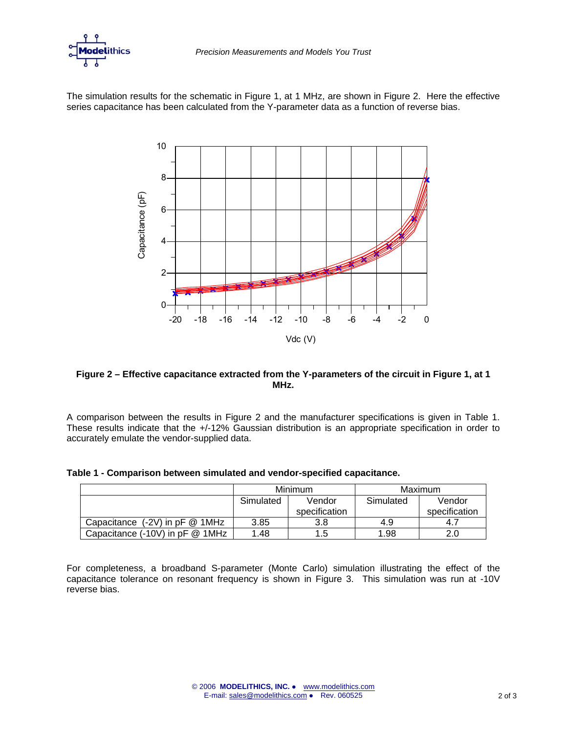The simulation results for the schematic in Figure 1, at 1 MHz, are shown in Figure 2. Here the effective series capacitance has been calculated from the Y-parameter data as a function of reverse bias.

**Figure 2 – Effective capacitance extracted from the Y-parameters of the circuit in Figure 1, at 1 MHz.**

A comparison between the results in Figure 2 and the manufacturer specifications is given in Table 1. These results indicate that the +/-12% Gaussian distribution is an appropriate specification in order to accurately emulate the vendor-supplied data.

**Table 1 - Comparison between simulated and vendor-specified capacitance.**

| | Minimum | | Maximum | |
|---|---|---|---|---|
| | Simulated | Vendor specification | Simulated | Vendor specification |
| Capacitance (-2V) in pF @ 1MHz | 3.85 | 3.8 | 4.9 | 4.7 |
| Capacitance (-10V) in pF @ 1MHz | 1.48 | 1.5 | 1.98 | 2.0 |

For completeness, a broadband S-parameter (Monte Carlo) simulation illustrating the effect of the capacitance tolerance on resonant frequency is shown in Figure 3. This simulation was run at -10V reverse bias.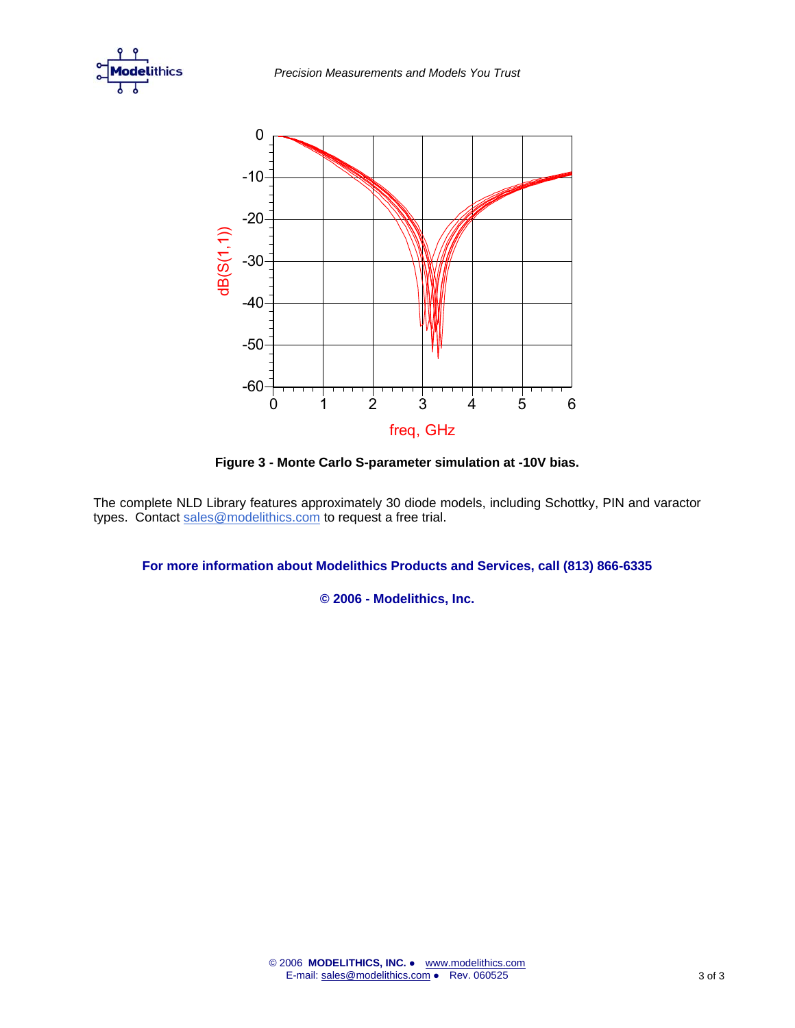**Figure 3 - Monte Carlo S-parameter simulation at -10V bias.**

The complete NLD Library features approximately 30 diode models, including Schottky, PIN and varactor types. Contact sales@modelithics.com to request a free trial.

**For more information about Modelithics Products and Services, call (813) 866-6335**

**© 2006 - Modelithics, Inc.**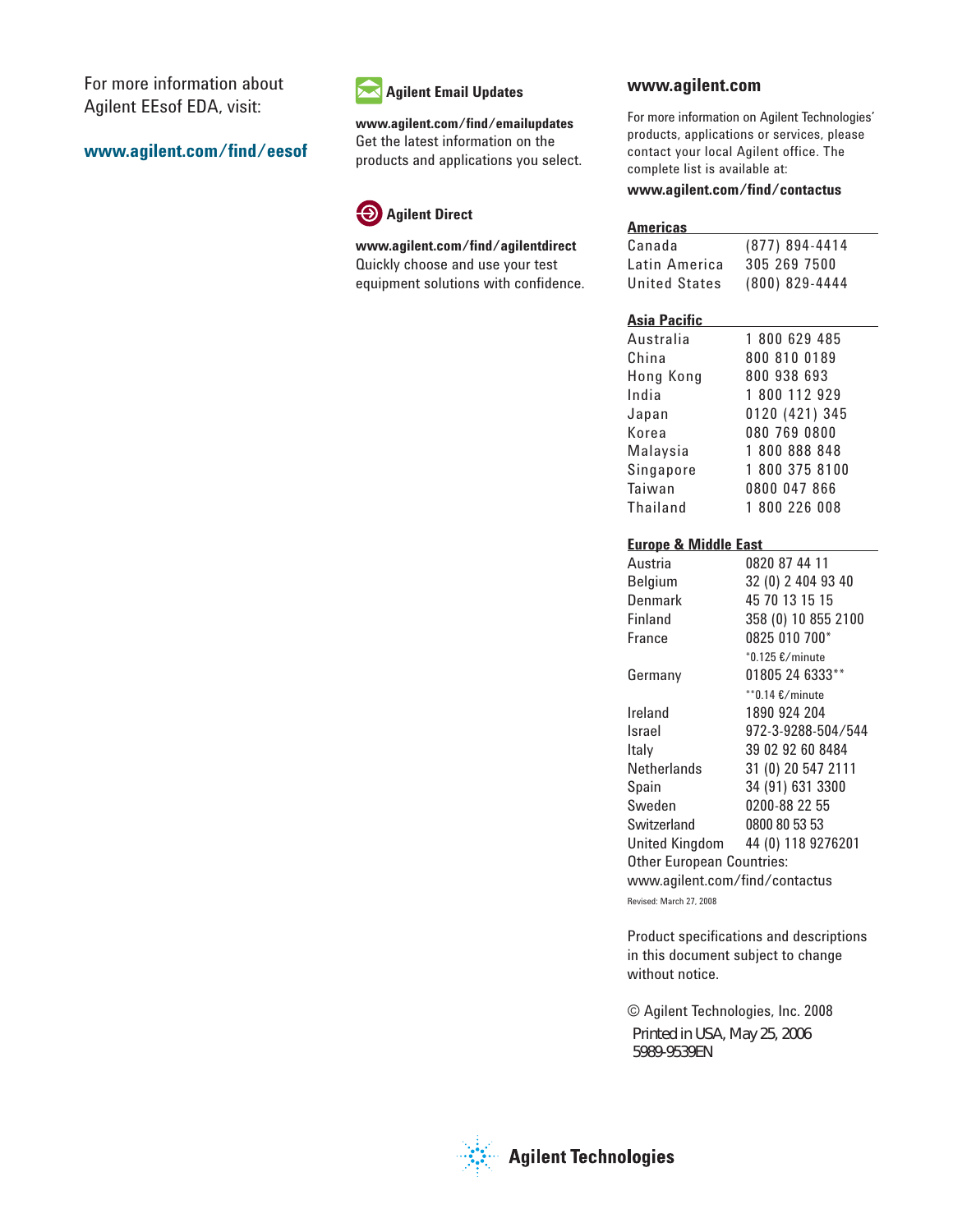For more information about Agilent EEsof EDA, visit:

**www.agilent.com/find/eesof**

**Agilent Email Updates**

**www.agilent.com/find/emailupdates**
Get the latest information on the products and applications you select.

**Agilent Direct**

**www.agilent.com/find/agilentdirect**
Quickly choose and use your test equipment solutions with confidence.

## www.agilent.com

For more information on Agilent Technologies' products, applications or services, please contact your local Agilent office. The complete list is available at:

**www.agilent.com/find/contactus**

| **Americas** | |
|---|---|
| Canada | (877) 894-4414 |
| Latin America | 305 269 7500 |
| United States | (800) 829-4444 |

| **Asia Pacific** | |
|---|---|
| Australia | 1 800 629 485 |
| China | 800 810 0189 |
| Hong Kong | 800 938 693 |
| India | 1 800 112 929 |
| Japan | 0120 (421) 345 |
| Korea | 080 769 0800 |
| Malaysia | 1 800 888 848 |
| Singapore | 1 800 375 8100 |
| Taiwan | 0800 047 866 |
| Thailand | 1 800 226 008 |

| **Europe & Middle East** | |
|---|---|
| Austria | 0820 87 44 11 |
| Belgium | 32 (0) 2 404 93 40 |
| Denmark | 45 70 13 15 15 |
| Finland | 358 (0) 10 855 2100 |
| France | 0825 010 700* |
| | *0.125 €/minute |
| Germany | 01805 24 6333** |
| | **0.14 €/minute |
| Ireland | 1890 924 204 |
| Israel | 972-3-9288-504/544 |
| Italy | 39 02 92 60 8484 |
| Netherlands | 31 (0) 20 547 2111 |
| Spain | 34 (91) 631 3300 |
| Sweden | 0200-88 22 55 |
| Switzerland | 0800 80 53 53 |
| United Kingdom | 44 (0) 118 9276201 |

Other European Countries:
www.agilent.com/find/contactus

Revised: March 27, 2008

Product specifications and descriptions in this document subject to change without notice.

© Agilent Technologies, Inc. 2008
Printed in USA, May 25, 2006
5989-9539EN

Agilent Technologies